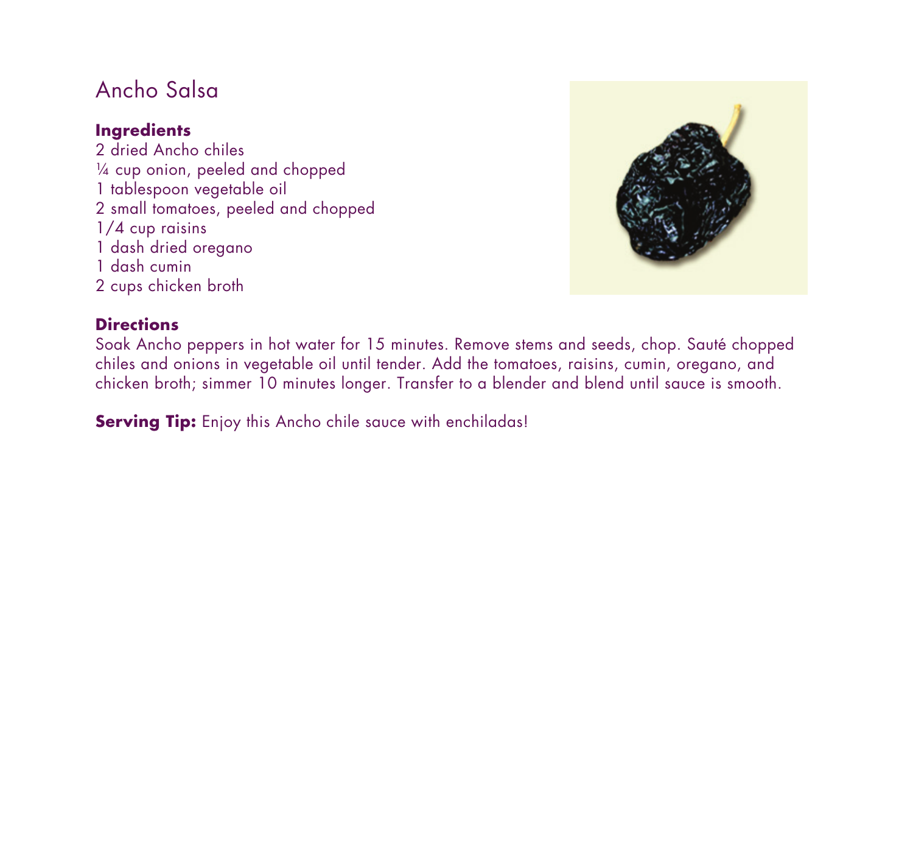# Ancho Salsa

**Ingredients**

2 dried Ancho chiles
¼ cup onion, peeled and chopped
1 tablespoon vegetable oil
2 small tomatoes, peeled and chopped
1/4 cup raisins
1 dash dried oregano
1 dash cumin
2 cups chicken broth

**Directions**

Soak Ancho peppers in hot water for 15 minutes. Remove stems and seeds, chop. Sauté chopped chiles and onions in vegetable oil until tender. Add the tomatoes, raisins, cumin, oregano, and chicken broth; simmer 10 minutes longer. Transfer to a blender and blend until sauce is smooth.

**Serving Tip:** Enjoy this Ancho chile sauce with enchiladas!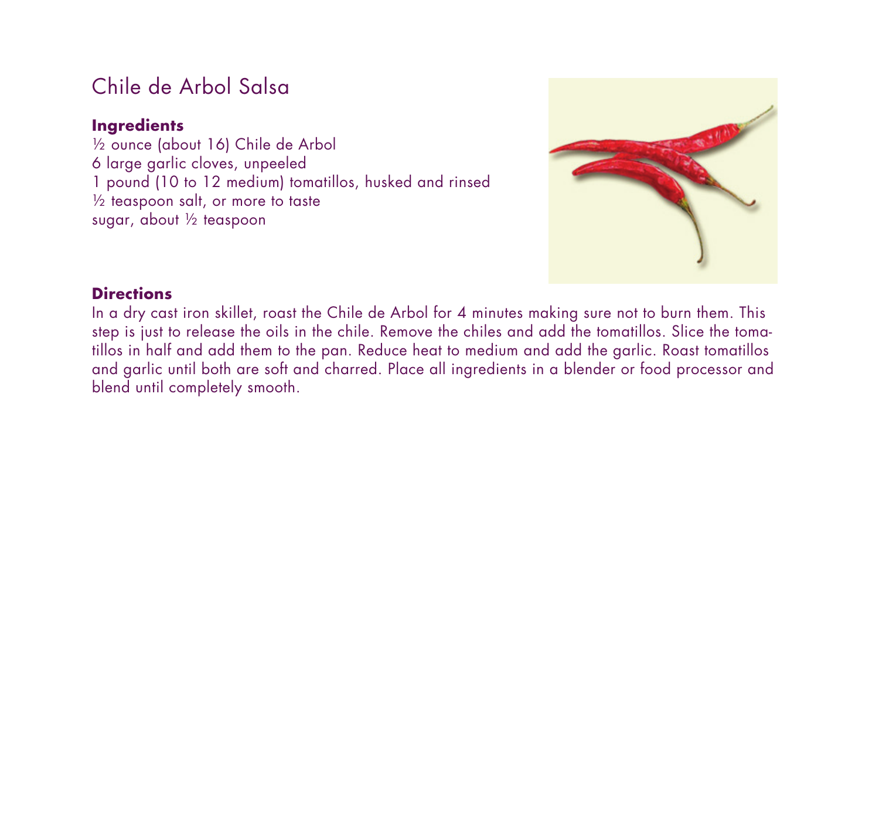# Chile de Arbol Salsa

**Ingredients**

½ ounce (about 16) Chile de Arbol
6 large garlic cloves, unpeeled
1 pound (10 to 12 medium) tomatillos, husked and rinsed
½ teaspoon salt, or more to taste
sugar, about ½ teaspoon

**Directions**

In a dry cast iron skillet, roast the Chile de Arbol for 4 minutes making sure not to burn them. This step is just to release the oils in the chile. Remove the chiles and add the tomatillos. Slice the tomatillos in half and add them to the pan. Reduce heat to medium and add the garlic. Roast tomatillos and garlic until both are soft and charred. Place all ingredients in a blender or food processor and blend until completely smooth.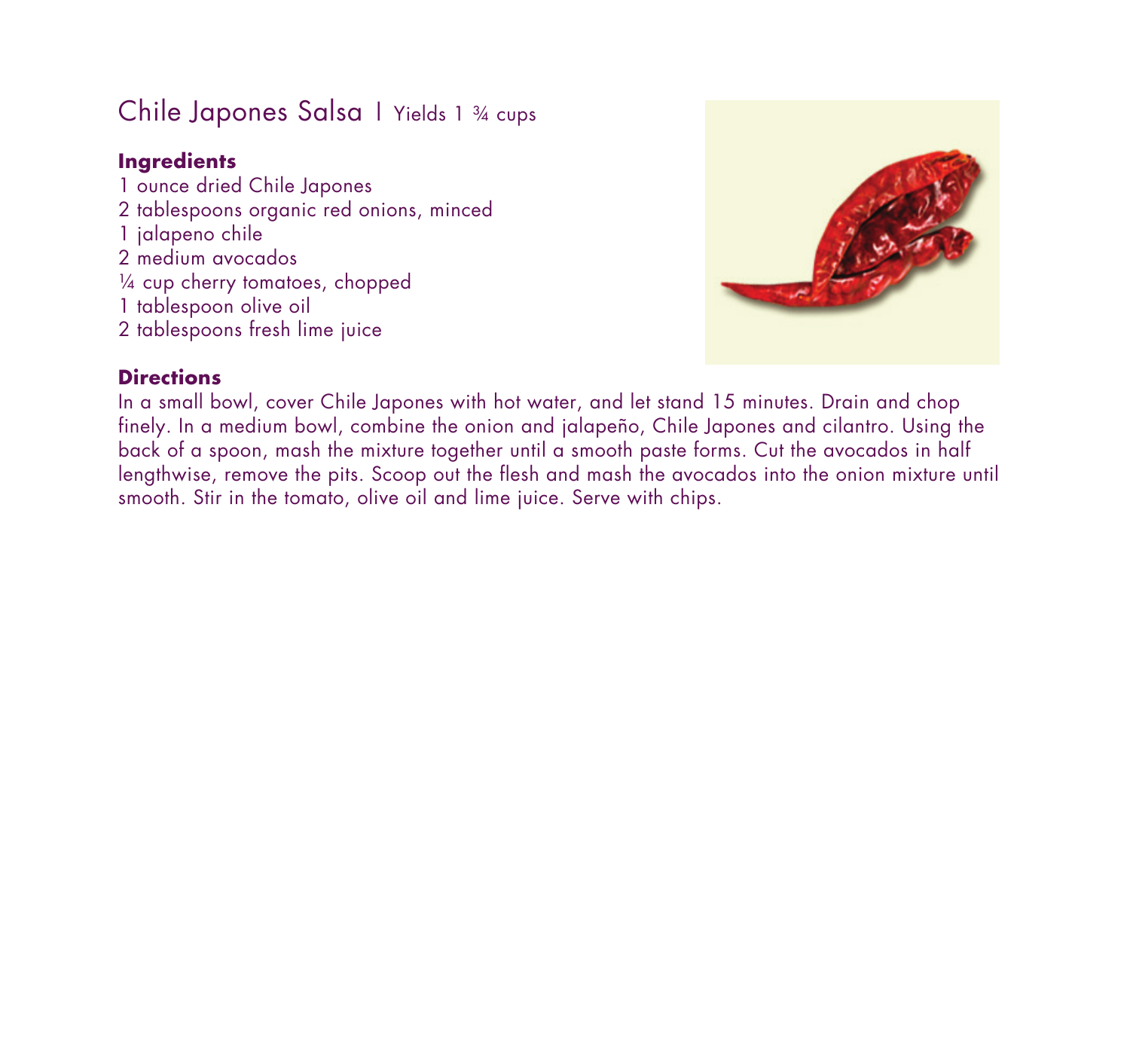# Chile Japones Salsa | Yields 1 ¾ cups

**Ingredients**

1 ounce dried Chile Japones
2 tablespoons organic red onions, minced
1 jalapeno chile
2 medium avocados
¼ cup cherry tomatoes, chopped
1 tablespoon olive oil
2 tablespoons fresh lime juice

**Directions**

In a small bowl, cover Chile Japones with hot water, and let stand 15 minutes. Drain and chop finely. In a medium bowl, combine the onion and jalapeño, Chile Japones and cilantro. Using the back of a spoon, mash the mixture together until a smooth paste forms. Cut the avocados in half lengthwise, remove the pits. Scoop out the flesh and mash the avocados into the onion mixture until smooth. Stir in the tomato, olive oil and lime juice. Serve with chips.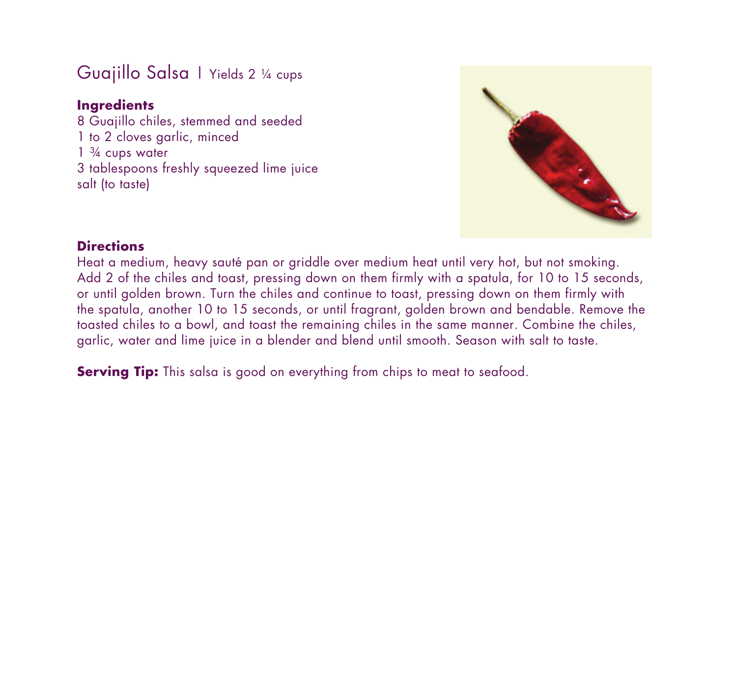# Guajillo Salsa | Yields 2 ¼ cups

### Ingredients

8 Guajillo chiles, stemmed and seeded
1 to 2 cloves garlic, minced
1 ¾ cups water
3 tablespoons freshly squeezed lime juice
salt (to taste)

### Directions

Heat a medium, heavy sauté pan or griddle over medium heat until very hot, but not smoking. Add 2 of the chiles and toast, pressing down on them firmly with a spatula, for 10 to 15 seconds, or until golden brown. Turn the chiles and continue to toast, pressing down on them firmly with the spatula, another 10 to 15 seconds, or until fragrant, golden brown and bendable. Remove the toasted chiles to a bowl, and toast the remaining chiles in the same manner. Combine the chiles, garlic, water and lime juice in a blender and blend until smooth. Season with salt to taste.

**Serving Tip:** This salsa is good on everything from chips to meat to seafood.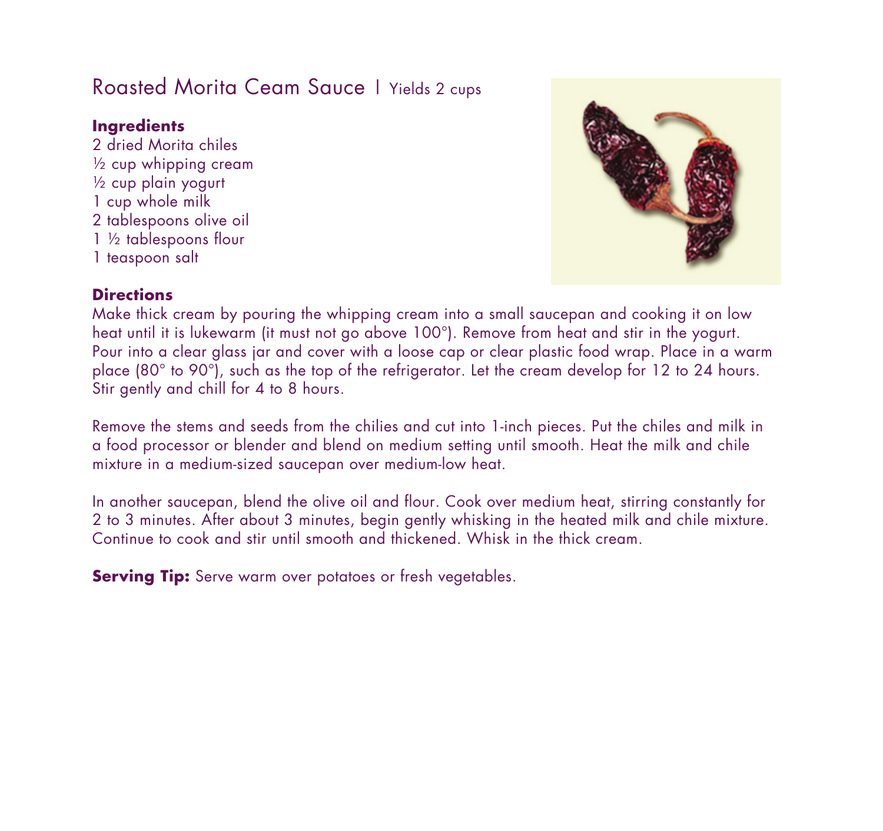# Roasted Morita Ceam Sauce | Yields 2 cups

**Ingredients**

2 dried Morita chiles
½ cup whipping cream
½ cup plain yogurt
1 cup whole milk
2 tablespoons olive oil
1 ½ tablespoons flour
1 teaspoon salt

**Directions**

Make thick cream by pouring the whipping cream into a small saucepan and cooking it on low heat until it is lukewarm (it must not go above 100°). Remove from heat and stir in the yogurt. Pour into a clear glass jar and cover with a loose cap or clear plastic food wrap. Place in a warm place (80° to 90°), such as the top of the refrigerator. Let the cream develop for 12 to 24 hours. Stir gently and chill for 4 to 8 hours.

Remove the stems and seeds from the chilies and cut into 1-inch pieces. Put the chiles and milk in a food processor or blender and blend on medium setting until smooth. Heat the milk and chile mixture in a medium-sized saucepan over medium-low heat.

In another saucepan, blend the olive oil and flour. Cook over medium heat, stirring constantly for 2 to 3 minutes. After about 3 minutes, begin gently whisking in the heated milk and chile mixture. Continue to cook and stir until smooth and thickened. Whisk in the thick cream.

**Serving Tip:** Serve warm over potatoes or fresh vegetables.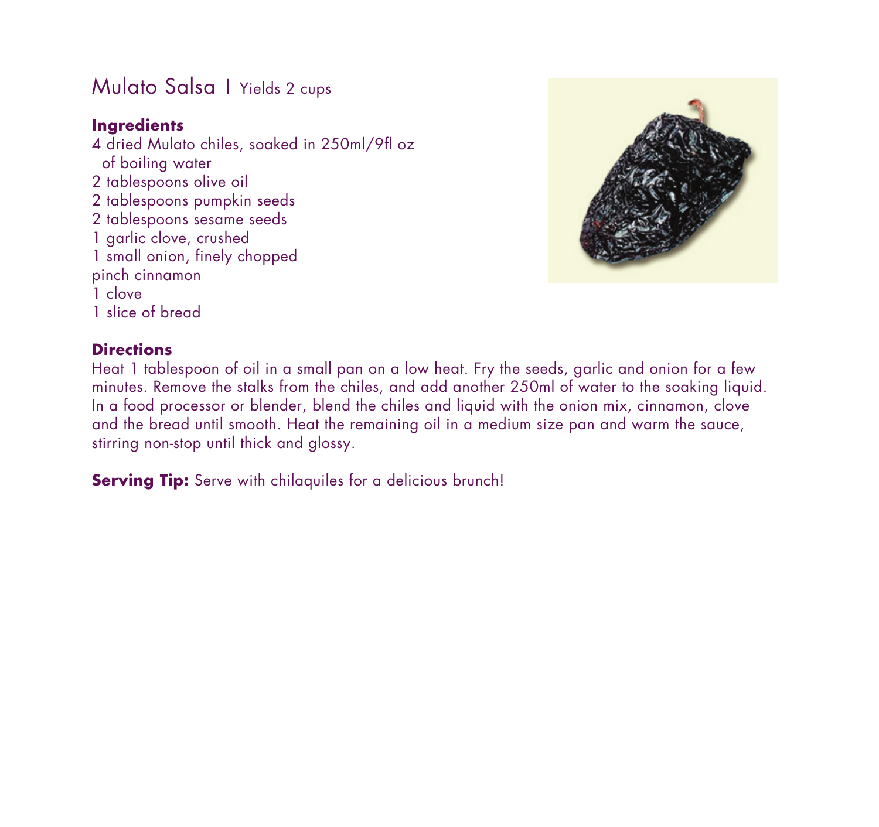# Mulato Salsa | Yields 2 cups

**Ingredients**

4 dried Mulato chiles, soaked in 250ml/9fl oz of boiling water
2 tablespoons olive oil
2 tablespoons pumpkin seeds
2 tablespoons sesame seeds
1 garlic clove, crushed
1 small onion, finely chopped
pinch cinnamon
1 clove
1 slice of bread

**Directions**

Heat 1 tablespoon of oil in a small pan on a low heat. Fry the seeds, garlic and onion for a few minutes. Remove the stalks from the chiles, and add another 250ml of water to the soaking liquid. In a food processor or blender, blend the chiles and liquid with the onion mix, cinnamon, clove and the bread until smooth. Heat the remaining oil in a medium size pan and warm the sauce, stirring non-stop until thick and glossy.

**Serving Tip:** Serve with chilaquiles for a delicious brunch!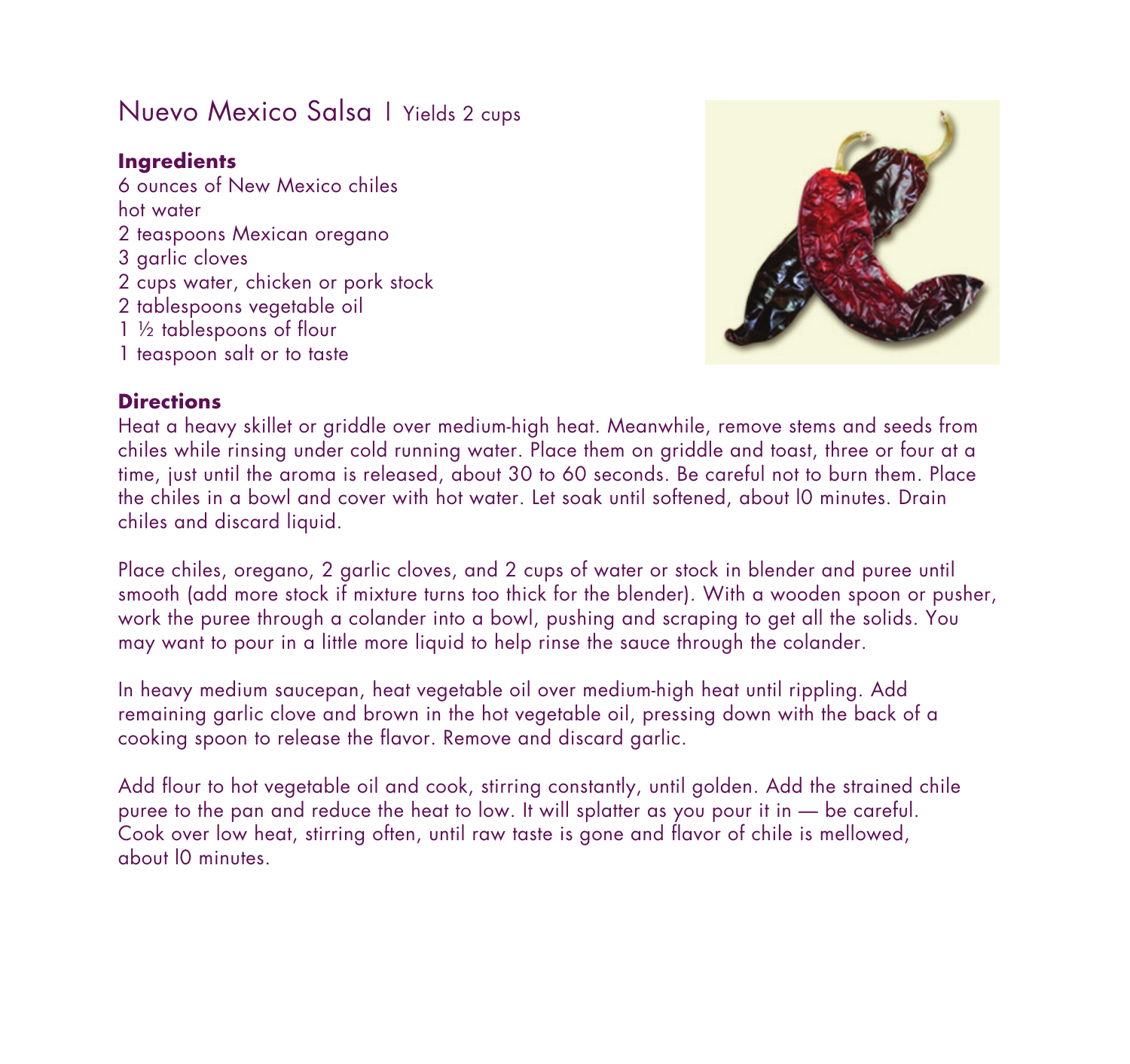# Nuevo Mexico Salsa | Yields 2 cups

**Ingredients**

6 ounces of New Mexico chiles
hot water
2 teaspoons Mexican oregano
3 garlic cloves
2 cups water, chicken or pork stock
2 tablespoons vegetable oil
1 ½ tablespoons of flour
1 teaspoon salt or to taste

**Directions**

Heat a heavy skillet or griddle over medium-high heat. Meanwhile, remove stems and seeds from chiles while rinsing under cold running water. Place them on griddle and toast, three or four at a time, just until the aroma is released, about 30 to 60 seconds. Be careful not to burn them. Place the chiles in a bowl and cover with hot water. Let soak until softened, about l0 minutes. Drain chiles and discard liquid.

Place chiles, oregano, 2 garlic cloves, and 2 cups of water or stock in blender and puree until smooth (add more stock if mixture turns too thick for the blender). With a wooden spoon or pusher, work the puree through a colander into a bowl, pushing and scraping to get all the solids. You may want to pour in a little more liquid to help rinse the sauce through the colander.

In heavy medium saucepan, heat vegetable oil over medium-high heat until rippling. Add remaining garlic clove and brown in the hot vegetable oil, pressing down with the back of a cooking spoon to release the flavor. Remove and discard garlic.

Add flour to hot vegetable oil and cook, stirring constantly, until golden. Add the strained chile puree to the pan and reduce the heat to low. It will splatter as you pour it in — be careful. Cook over low heat, stirring often, until raw taste is gone and flavor of chile is mellowed, about l0 minutes.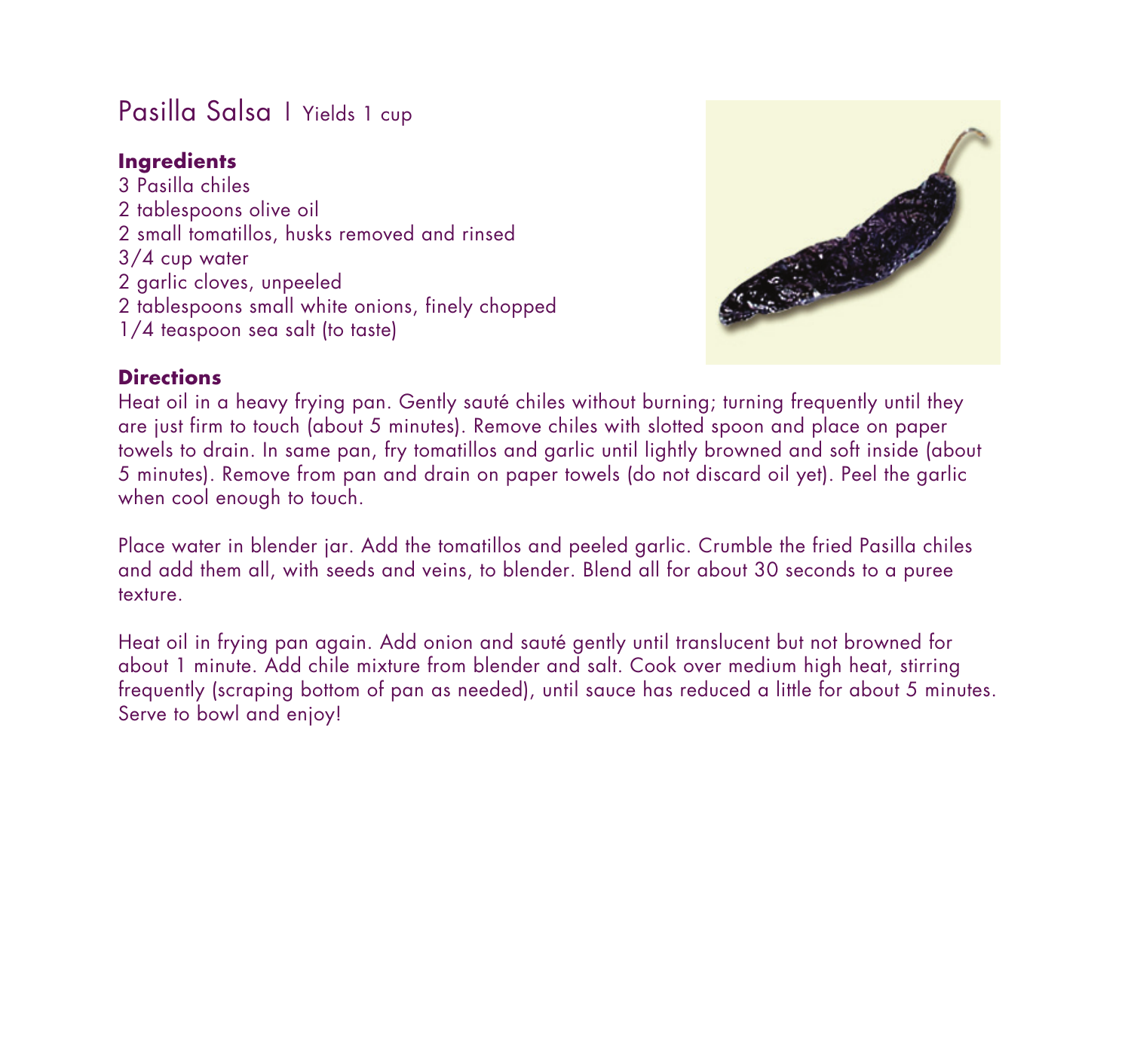## Pasilla Salsa | Yields 1 cup

**Ingredients**

3 Pasilla chiles
2 tablespoons olive oil
2 small tomatillos, husks removed and rinsed
3/4 cup water
2 garlic cloves, unpeeled
2 tablespoons small white onions, finely chopped
1/4 teaspoon sea salt (to taste)

**Directions**

Heat oil in a heavy frying pan. Gently sauté chiles without burning; turning frequently until they are just firm to touch (about 5 minutes). Remove chiles with slotted spoon and place on paper towels to drain. In same pan, fry tomatillos and garlic until lightly browned and soft inside (about 5 minutes). Remove from pan and drain on paper towels (do not discard oil yet). Peel the garlic when cool enough to touch.

Place water in blender jar. Add the tomatillos and peeled garlic. Crumble the fried Pasilla chiles and add them all, with seeds and veins, to blender. Blend all for about 30 seconds to a puree texture.

Heat oil in frying pan again. Add onion and sauté gently until translucent but not browned for about 1 minute. Add chile mixture from blender and salt. Cook over medium high heat, stirring frequently (scraping bottom of pan as needed), until sauce has reduced a little for about 5 minutes. Serve to bowl and enjoy!